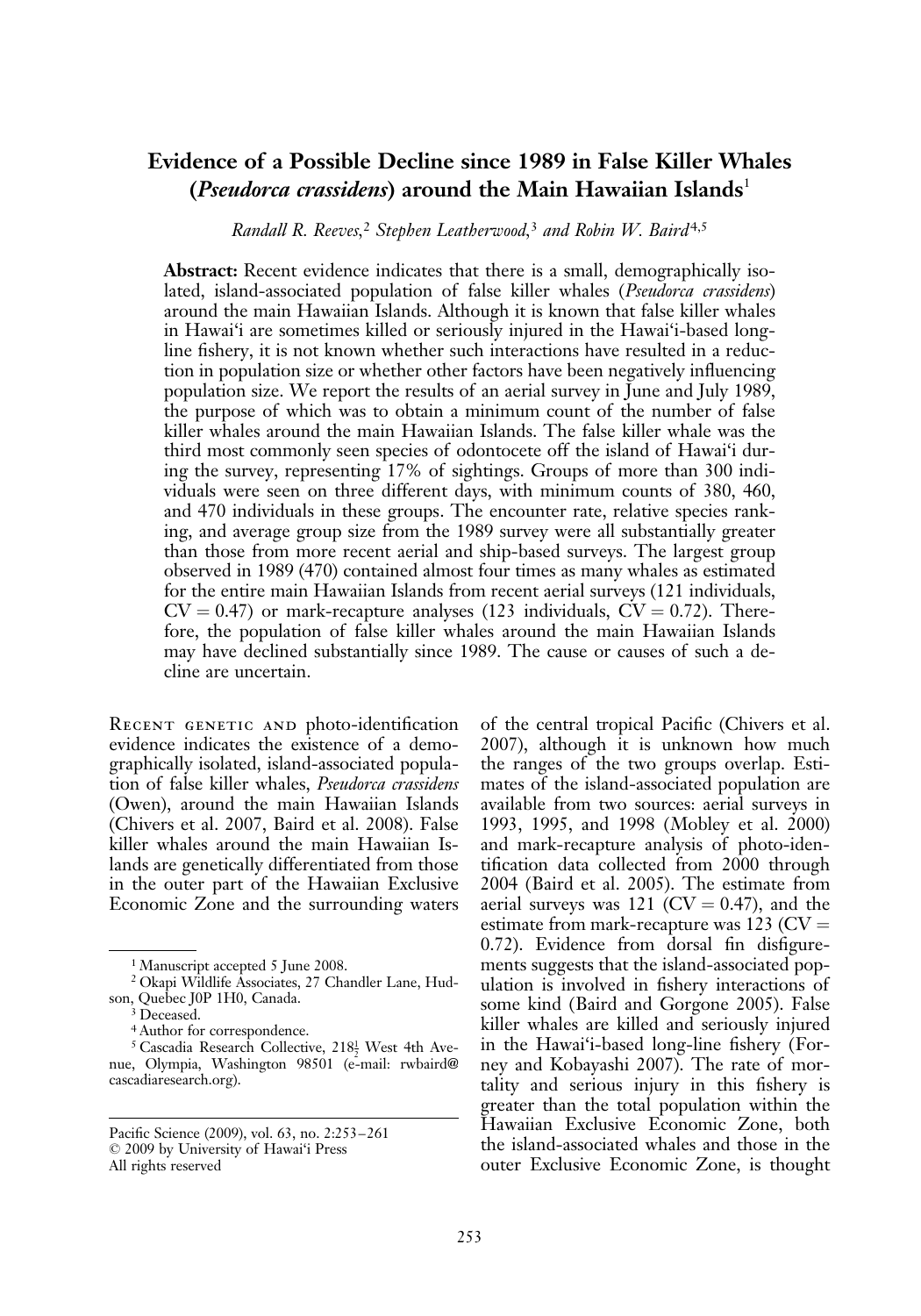# Evidence of a Possible Decline since 1989 in False Killer Whales (*Pseudorca crassidens*) around the Main Hawaiian Islands[1]

*Randall R. Reeves,[2] Stephen Leatherwood,[3] and Robin W. Baird[4,5]*

**Abstract:** Recent evidence indicates that there is a small, demographically isolated, island-associated population of false killer whales (*Pseudorca crassidens*) around the main Hawaiian Islands. Although it is known that false killer whales in Hawai'i are sometimes killed or seriously injured in the Hawai'i-based long-line fishery, it is not known whether such interactions have resulted in a reduction in population size or whether other factors have been negatively influencing population size. We report the results of an aerial survey in June and July 1989, the purpose of which was to obtain a minimum count of the number of false killer whales around the main Hawaiian Islands. The false killer whale was the third most commonly seen species of odontocete off the island of Hawai'i during the survey, representing 17% of sightings. Groups of more than 300 individuals were seen on three different days, with minimum counts of 380, 460, and 470 individuals in these groups. The encounter rate, relative species ranking, and average group size from the 1989 survey were all substantially greater than those from more recent aerial and ship-based surveys. The largest group observed in 1989 (470) contained almost four times as many whales as estimated for the entire main Hawaiian Islands from recent aerial surveys (121 individuals, CV = 0.47) or mark-recapture analyses (123 individuals, CV = 0.72). Therefore, the population of false killer whales around the main Hawaiian Islands may have declined substantially since 1989. The cause or causes of such a decline are uncertain.

Recent genetic and photo-identification evidence indicates the existence of a demographically isolated, island-associated population of false killer whales, *Pseudorca crassidens* (Owen), around the main Hawaiian Islands (Chivers et al. 2007, Baird et al. 2008). False killer whales around the main Hawaiian Islands are genetically differentiated from those in the outer part of the Hawaiian Exclusive Economic Zone and the surrounding waters of the central tropical Pacific (Chivers et al. 2007), although it is unknown how much the ranges of the two groups overlap. Estimates of the island-associated population are available from two sources: aerial surveys in 1993, 1995, and 1998 (Mobley et al. 2000) and mark-recapture analysis of photo-identification data collected from 2000 through 2004 (Baird et al. 2005). The estimate from aerial surveys was 121 (CV = 0.47), and the estimate from mark-recapture was 123 (CV = 0.72). Evidence from dorsal fin disfigurements suggests that the island-associated population is involved in fishery interactions of some kind (Baird and Gorgone 2005). False killer whales are killed and seriously injured in the Hawai'i-based long-line fishery (Forney and Kobayashi 2007). The rate of mortality and serious injury in this fishery is greater than the total population within the Hawaiian Exclusive Economic Zone, both the island-associated whales and those in the outer Exclusive Economic Zone, is thought

---

[1] Manuscript accepted 5 June 2008.

[2] Okapi Wildlife Associates, 27 Chandler Lane, Hudson, Quebec J0P 1H0, Canada.

[3] Deceased.

[4] Author for correspondence.

[5] Cascadia Research Collective, 218½ West 4th Avenue, Olympia, Washington 98501 (e-mail: rwbaird@cascadiaresearch.org).

Pacific Science (2009), vol. 63, no. 2:253–261
© 2009 by University of Hawai'i Press
All rights reserved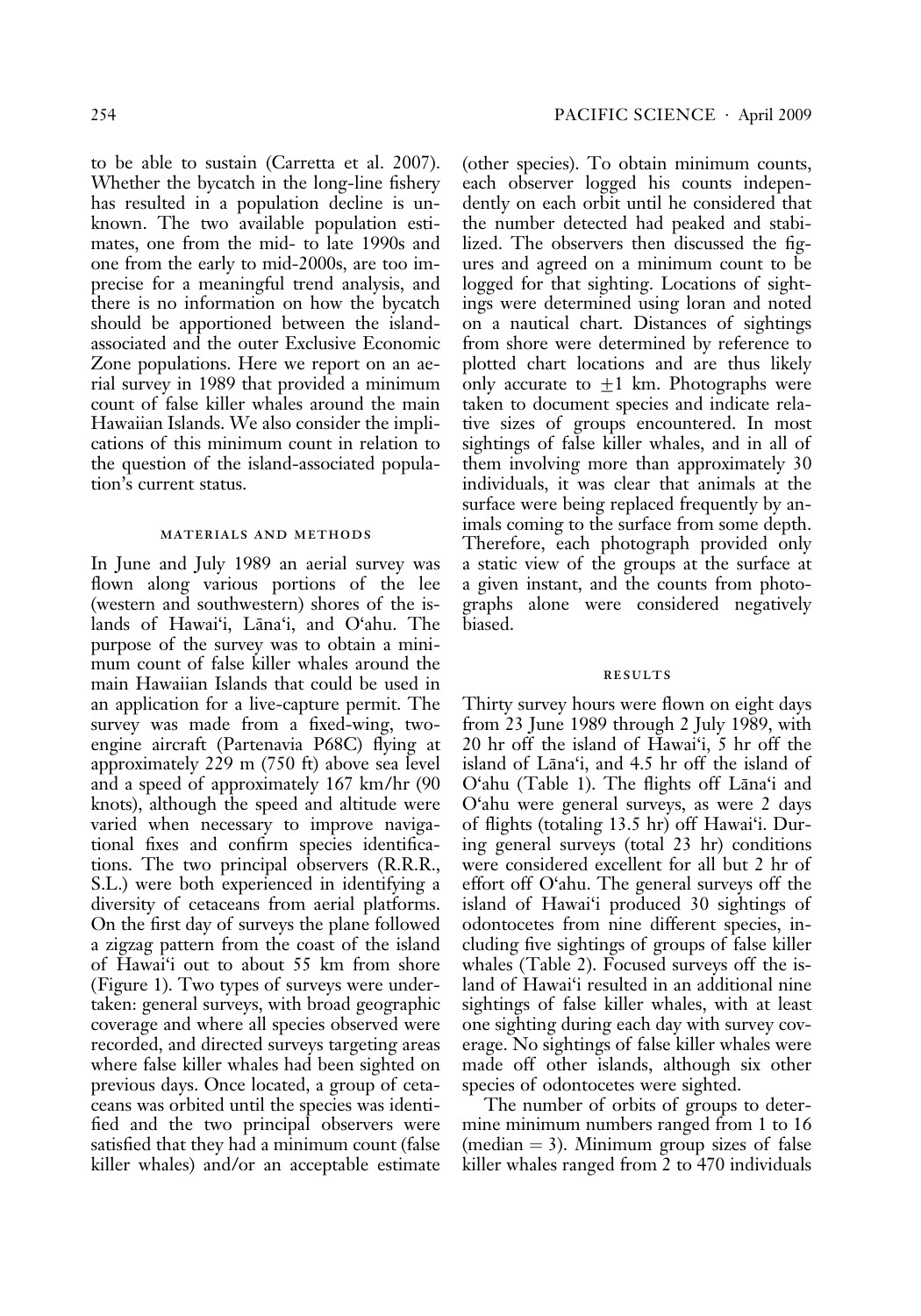to be able to sustain (Carretta et al. 2007). Whether the bycatch in the long-line fishery has resulted in a population decline is unknown. The two available population estimates, one from the mid- to late 1990s and one from the early to mid-2000s, are too imprecise for a meaningful trend analysis, and there is no information on how the bycatch should be apportioned between the island-associated and the outer Exclusive Economic Zone populations. Here we report on an aerial survey in 1989 that provided a minimum count of false killer whales around the main Hawaiian Islands. We also consider the implications of this minimum count in relation to the question of the island-associated population's current status.

## MATERIALS AND METHODS

In June and July 1989 an aerial survey was flown along various portions of the lee (western and southwestern) shores of the islands of Hawai'i, Lāna'i, and O'ahu. The purpose of the survey was to obtain a minimum count of false killer whales around the main Hawaiian Islands that could be used in an application for a live-capture permit. The survey was made from a fixed-wing, two-engine aircraft (Partenavia P68C) flying at approximately 229 m (750 ft) above sea level and a speed of approximately 167 km/hr (90 knots), although the speed and altitude were varied when necessary to improve navigational fixes and confirm species identifications. The two principal observers (R.R.R., S.L.) were both experienced in identifying a diversity of cetaceans from aerial platforms. On the first day of surveys the plane followed a zigzag pattern from the coast of the island of Hawai'i out to about 55 km from shore (Figure 1). Two types of surveys were undertaken: general surveys, with broad geographic coverage and where all species observed were recorded, and directed surveys targeting areas where false killer whales had been sighted on previous days. Once located, a group of cetaceans was orbited until the species was identified and the two principal observers were satisfied that they had a minimum count (false killer whales) and/or an acceptable estimate (other species). To obtain minimum counts, each observer logged his counts independently on each orbit until he considered that the number detected had peaked and stabilized. The observers then discussed the figures and agreed on a minimum count to be logged for that sighting. Locations of sightings were determined using loran and noted on a nautical chart. Distances of sightings from shore were determined by reference to plotted chart locations and are thus likely only accurate to $\pm 1$ km. Photographs were taken to document species and indicate relative sizes of groups encountered. In most sightings of false killer whales, and in all of them involving more than approximately 30 individuals, it was clear that animals at the surface were being replaced frequently by animals coming to the surface from some depth. Therefore, each photograph provided only a static view of the groups at the surface at a given instant, and the counts from photographs alone were considered negatively biased.

## RESULTS

Thirty survey hours were flown on eight days from 23 June 1989 through 2 July 1989, with 20 hr off the island of Hawai'i, 5 hr off the island of Lāna'i, and 4.5 hr off the island of O'ahu (Table 1). The flights off Lāna'i and O'ahu were general surveys, as were 2 days of flights (totaling 13.5 hr) off Hawai'i. During general surveys (total 23 hr) conditions were considered excellent for all but 2 hr of effort off O'ahu. The general surveys off the island of Hawai'i produced 30 sightings of odontocetes from nine different species, including five sightings of groups of false killer whales (Table 2). Focused surveys off the island of Hawai'i resulted in an additional nine sightings of false killer whales, with at least one sighting during each day with survey coverage. No sightings of false killer whales were made off other islands, although six other species of odontocetes were sighted.

The number of orbits of groups to determine minimum numbers ranged from 1 to 16 (median = 3). Minimum group sizes of false killer whales ranged from 2 to 470 individuals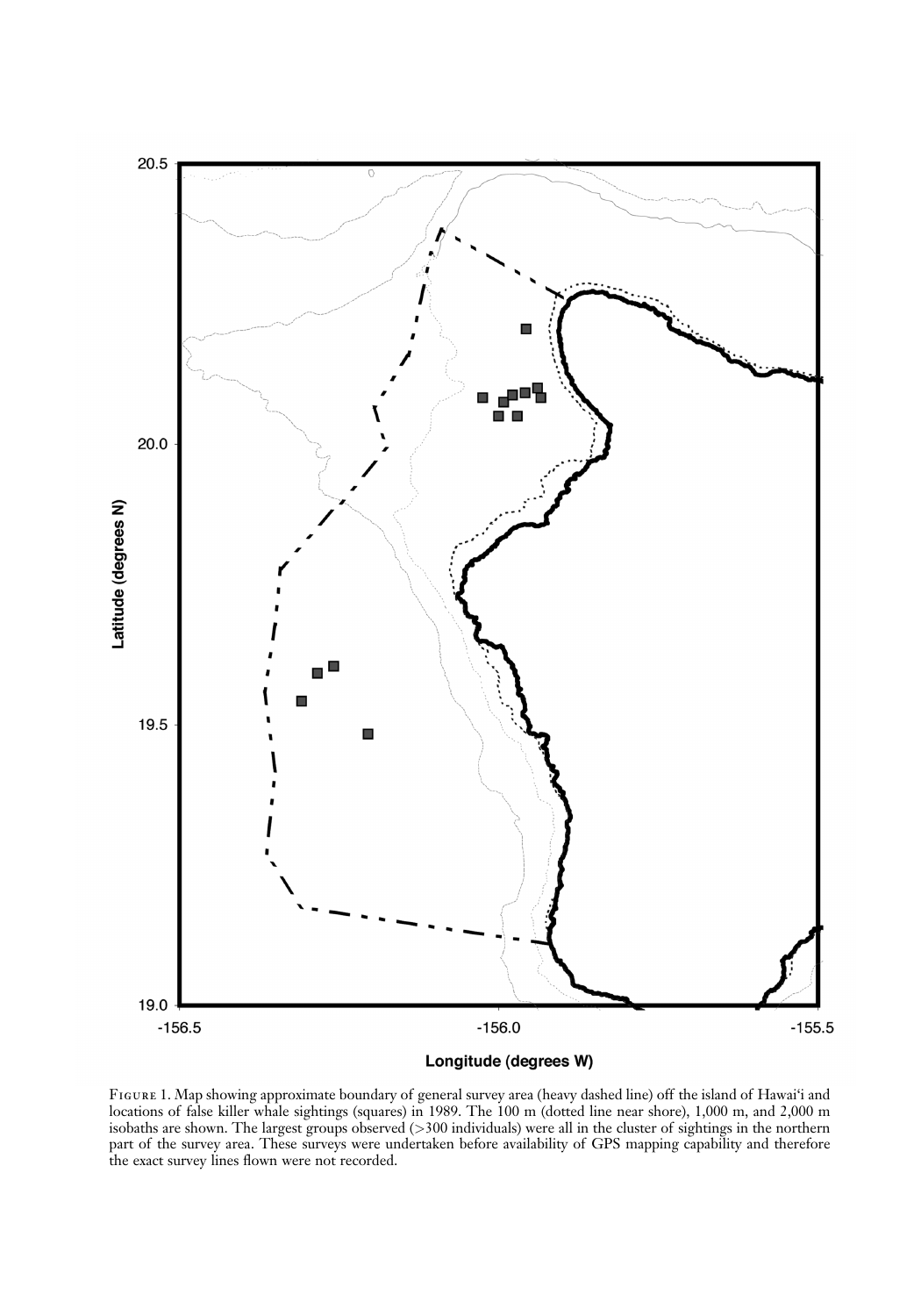Figure 1. Map showing approximate boundary of general survey area (heavy dashed line) off the island of Hawai'i and locations of false killer whale sightings (squares) in 1989. The 100 m (dotted line near shore), 1,000 m, and 2,000 m isobaths are shown. The largest groups observed (>300 individuals) were all in the cluster of sightings in the northern part of the survey area. These surveys were undertaken before availability of GPS mapping capability and therefore the exact survey lines flown were not recorded.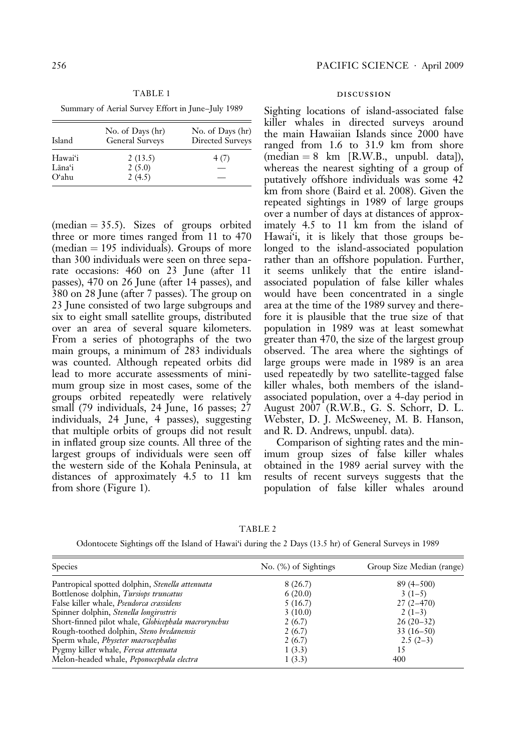TABLE 1

Summary of Aerial Survey Effort in June–July 1989

| Island | No. of Days (hr) General Surveys | No. of Days (hr) Directed Surveys |
|---|---|---|
| Hawai'i | 2 (13.5) | 4 (7) |
| Lāna'i | 2 (5.0) | — |
| O'ahu | 2 (4.5) | — |

(median = 35.5). Sizes of groups orbited three or more times ranged from 11 to 470 (median = 195 individuals). Groups of more than 300 individuals were seen on three separate occasions: 460 on 23 June (after 11 passes), 470 on 26 June (after 14 passes), and 380 on 28 June (after 7 passes). The group on 23 June consisted of two large subgroups and six to eight small satellite groups, distributed over an area of several square kilometers. From a series of photographs of the two main groups, a minimum of 283 individuals was counted. Although repeated orbits did lead to more accurate assessments of minimum group size in most cases, some of the groups orbited repeatedly were relatively small (79 individuals, 24 June, 16 passes; 27 individuals, 24 June, 4 passes), suggesting that multiple orbits of groups did not result in inflated group size counts. All three of the largest groups of individuals were seen off the western side of the Kohala Peninsula, at distances of approximately 4.5 to 11 km from shore (Figure 1).

## DISCUSSION

Sighting locations of island-associated false killer whales in directed surveys around the main Hawaiian Islands since 2000 have ranged from 1.6 to 31.9 km from shore (median = 8 km [R.W.B., unpubl. data]), whereas the nearest sighting of a group of putatively offshore individuals was some 42 km from shore (Baird et al. 2008). Given the repeated sightings in 1989 of large groups over a number of days at distances of approximately 4.5 to 11 km from the island of Hawai'i, it is likely that those groups belonged to the island-associated population rather than an offshore population. Further, it seems unlikely that the entire island-associated population of false killer whales would have been concentrated in a single area at the time of the 1989 survey and therefore it is plausible that the true size of that population in 1989 was at least somewhat greater than 470, the size of the largest group observed. The area where the sightings of large groups were made in 1989 is an area used repeatedly by two satellite-tagged false killer whales, both members of the island-associated population, over a 4-day period in August 2007 (R.W.B., G. S. Schorr, D. L. Webster, D. J. McSweeney, M. B. Hanson, and R. D. Andrews, unpubl. data).

Comparison of sighting rates and the minimum group sizes of false killer whales obtained in the 1989 aerial survey with the results of recent surveys suggests that the population of false killer whales around

TABLE 2

Odontocete Sightings off the Island of Hawai'i during the 2 Days (13.5 hr) of General Surveys in 1989

| Species | No. (%) of Sightings | Group Size Median (range) |
|---|---|---|
| Pantropical spotted dolphin, *Stenella attenuata* | 8 (26.7) | 89 (4–500) |
| Bottlenose dolphin, *Tursiops truncatus* | 6 (20.0) | 3 (1–5) |
| False killer whale, *Pseudorca crassidens* | 5 (16.7) | 27 (2–470) |
| Spinner dolphin, *Stenella longirostris* | 3 (10.0) | 2 (1–3) |
| Short-finned pilot whale, *Globicephala macrorynchus* | 2 (6.7) | 26 (20–32) |
| Rough-toothed dolphin, *Steno bredanensis* | 2 (6.7) | 33 (16–50) |
| Sperm whale, *Physeter macrocephalus* | 2 (6.7) | 2.5 (2–3) |
| Pygmy killer whale, *Feresa attenuata* | 1 (3.3) | 15 |
| Melon-headed whale, *Peponocephala electra* | 1 (3.3) | 400 |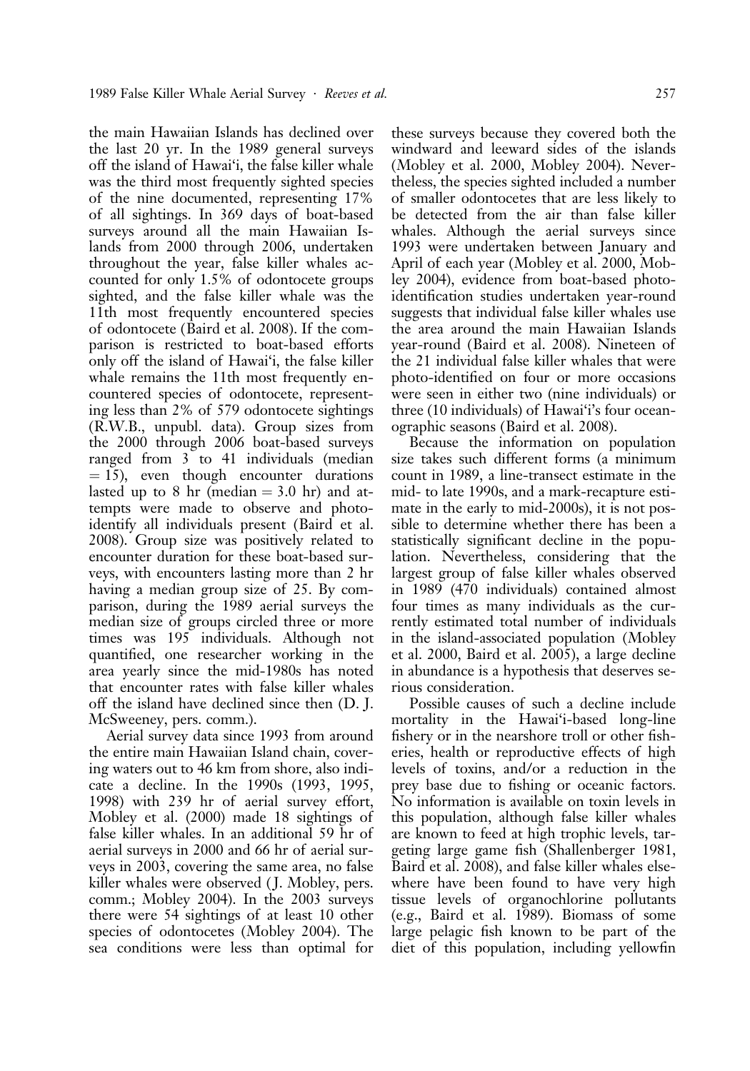the main Hawaiian Islands has declined over the last 20 yr. In the 1989 general surveys off the island of Hawai'i, the false killer whale was the third most frequently sighted species of the nine documented, representing 17% of all sightings. In 369 days of boat-based surveys around all the main Hawaiian Islands from 2000 through 2006, undertaken throughout the year, false killer whales accounted for only 1.5% of odontocete groups sighted, and the false killer whale was the 11th most frequently encountered species of odontocete (Baird et al. 2008). If the comparison is restricted to boat-based efforts only off the island of Hawai'i, the false killer whale remains the 11th most frequently encountered species of odontocete, representing less than 2% of 579 odontocete sightings (R.W.B., unpubl. data). Group sizes from the 2000 through 2006 boat-based surveys ranged from 3 to 41 individuals (median = 15), even though encounter durations lasted up to 8 hr (median = 3.0 hr) and attempts were made to observe and photo-identify all individuals present (Baird et al. 2008). Group size was positively related to encounter duration for these boat-based surveys, with encounters lasting more than 2 hr having a median group size of 25. By comparison, during the 1989 aerial surveys the median size of groups circled three or more times was 195 individuals. Although not quantified, one researcher working in the area yearly since the mid-1980s has noted that encounter rates with false killer whales off the island have declined since then (D. J. McSweeney, pers. comm.).

Aerial survey data since 1993 from around the entire main Hawaiian Island chain, covering waters out to 46 km from shore, also indicate a decline. In the 1990s (1993, 1995, 1998) with 239 hr of aerial survey effort, Mobley et al. (2000) made 18 sightings of false killer whales. In an additional 59 hr of aerial surveys in 2000 and 66 hr of aerial surveys in 2003, covering the same area, no false killer whales were observed (J. Mobley, pers. comm.; Mobley 2004). In the 2003 surveys there were 54 sightings of at least 10 other species of odontocetes (Mobley 2004). The sea conditions were less than optimal for these surveys because they covered both the windward and leeward sides of the islands (Mobley et al. 2000, Mobley 2004). Nevertheless, the species sighted included a number of smaller odontocetes that are less likely to be detected from the air than false killer whales. Although the aerial surveys since 1993 were undertaken between January and April of each year (Mobley et al. 2000, Mobley 2004), evidence from boat-based photo-identification studies undertaken year-round suggests that individual false killer whales use the area around the main Hawaiian Islands year-round (Baird et al. 2008). Nineteen of the 21 individual false killer whales that were photo-identified on four or more occasions were seen in either two (nine individuals) or three (10 individuals) of Hawai'i's four oceanographic seasons (Baird et al. 2008).

Because the information on population size takes such different forms (a minimum count in 1989, a line-transect estimate in the mid- to late 1990s, and a mark-recapture estimate in the early to mid-2000s), it is not possible to determine whether there has been a statistically significant decline in the population. Nevertheless, considering that the largest group of false killer whales observed in 1989 (470 individuals) contained almost four times as many individuals as the currently estimated total number of individuals in the island-associated population (Mobley et al. 2000, Baird et al. 2005), a large decline in abundance is a hypothesis that deserves serious consideration.

Possible causes of such a decline include mortality in the Hawai'i-based long-line fishery or in the nearshore troll or other fisheries, health or reproductive effects of high levels of toxins, and/or a reduction in the prey base due to fishing or oceanic factors. No information is available on toxin levels in this population, although false killer whales are known to feed at high trophic levels, targeting large game fish (Shallenberger 1981, Baird et al. 2008), and false killer whales elsewhere have been found to have very high tissue levels of organochlorine pollutants (e.g., Baird et al. 1989). Biomass of some large pelagic fish known to be part of the diet of this population, including yellowfin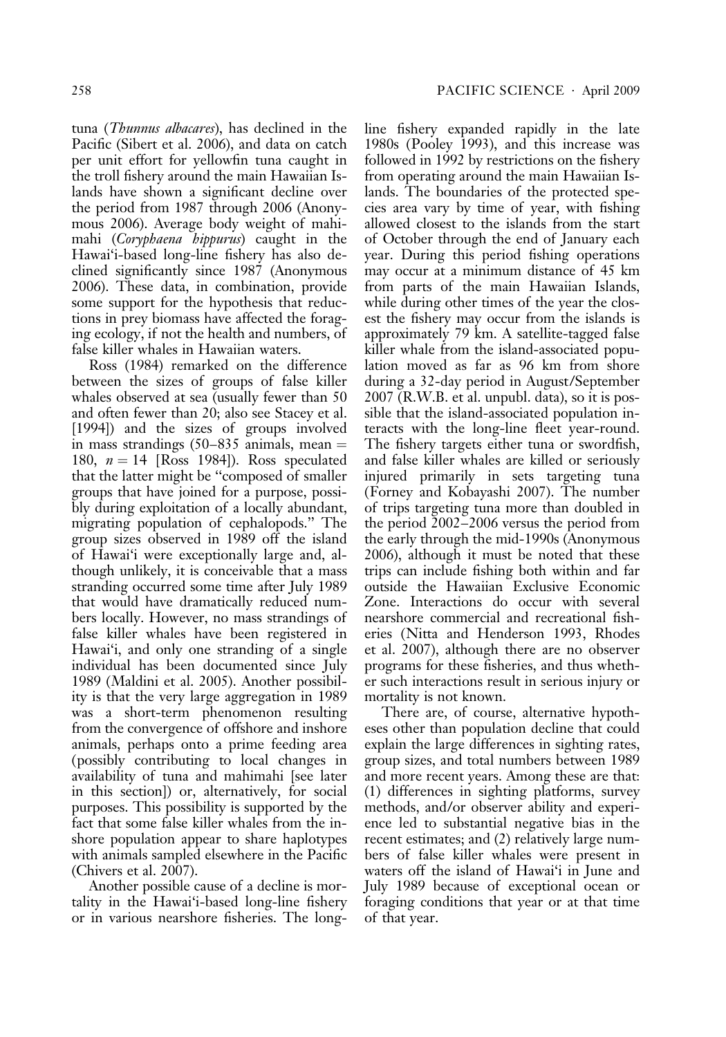tuna (*Thunnus albacares*), has declined in the Pacific (Sibert et al. 2006), and data on catch per unit effort for yellowfin tuna caught in the troll fishery around the main Hawaiian Islands have shown a significant decline over the period from 1987 through 2006 (Anonymous 2006). Average body weight of mahimahi (*Coryphaena hippurus*) caught in the Hawai'i-based long-line fishery has also declined significantly since 1987 (Anonymous 2006). These data, in combination, provide some support for the hypothesis that reductions in prey biomass have affected the foraging ecology, if not the health and numbers, of false killer whales in Hawaiian waters.

Ross (1984) remarked on the difference between the sizes of groups of false killer whales observed at sea (usually fewer than 50 and often fewer than 20; also see Stacey et al. [1994]) and the sizes of groups involved in mass strandings (50–835 animals, mean $=$ 180, $n = 14$ [Ross 1984]). Ross speculated that the latter might be "composed of smaller groups that have joined for a purpose, possibly during exploitation of a locally abundant, migrating population of cephalopods." The group sizes observed in 1989 off the island of Hawai'i were exceptionally large and, although unlikely, it is conceivable that a mass stranding occurred some time after July 1989 that would have dramatically reduced numbers locally. However, no mass strandings of false killer whales have been registered in Hawai'i, and only one stranding of a single individual has been documented since July 1989 (Maldini et al. 2005). Another possibility is that the very large aggregation in 1989 was a short-term phenomenon resulting from the convergence of offshore and inshore animals, perhaps onto a prime feeding area (possibly contributing to local changes in availability of tuna and mahimahi [see later in this section]) or, alternatively, for social purposes. This possibility is supported by the fact that some false killer whales from the inshore population appear to share haplotypes with animals sampled elsewhere in the Pacific (Chivers et al. 2007).

Another possible cause of a decline is mortality in the Hawai'i-based long-line fishery or in various nearshore fisheries. The long-line fishery expanded rapidly in the late 1980s (Pooley 1993), and this increase was followed in 1992 by restrictions on the fishery from operating around the main Hawaiian Islands. The boundaries of the protected species area vary by time of year, with fishing allowed closest to the islands from the start of October through the end of January each year. During this period fishing operations may occur at a minimum distance of 45 km from parts of the main Hawaiian Islands, while during other times of the year the closest the fishery may occur from the islands is approximately 79 km. A satellite-tagged false killer whale from the island-associated population moved as far as 96 km from shore during a 32-day period in August/September 2007 (R.W.B. et al. unpubl. data), so it is possible that the island-associated population interacts with the long-line fleet year-round. The fishery targets either tuna or swordfish, and false killer whales are killed or seriously injured primarily in sets targeting tuna (Forney and Kobayashi 2007). The number of trips targeting tuna more than doubled in the period 2002–2006 versus the period from the early through the mid-1990s (Anonymous 2006), although it must be noted that these trips can include fishing both within and far outside the Hawaiian Exclusive Economic Zone. Interactions do occur with several nearshore commercial and recreational fisheries (Nitta and Henderson 1993, Rhodes et al. 2007), although there are no observer programs for these fisheries, and thus whether such interactions result in serious injury or mortality is not known.

There are, of course, alternative hypotheses other than population decline that could explain the large differences in sighting rates, group sizes, and total numbers between 1989 and more recent years. Among these are that: (1) differences in sighting platforms, survey methods, and/or observer ability and experience led to substantial negative bias in the recent estimates; and (2) relatively large numbers of false killer whales were present in waters off the island of Hawai'i in June and July 1989 because of exceptional ocean or foraging conditions that year or at that time of that year.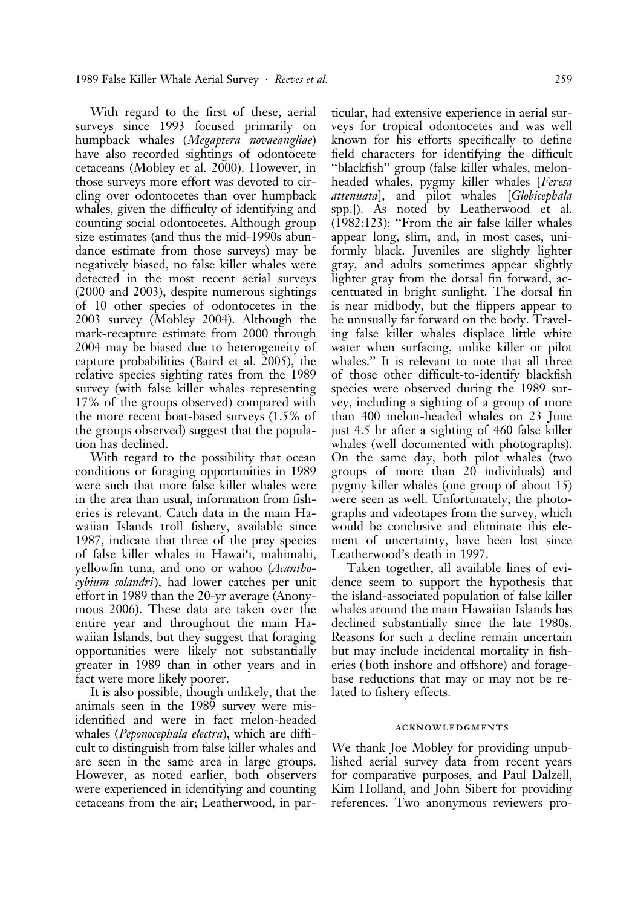With regard to the first of these, aerial surveys since 1993 focused primarily on humpback whales (*Megaptera novaeangliae*) have also recorded sightings of odontocete cetaceans (Mobley et al. 2000). However, in those surveys more effort was devoted to circling over odontocetes than over humpback whales, given the difficulty of identifying and counting social odontocetes. Although group size estimates (and thus the mid-1990s abundance estimate from those surveys) may be negatively biased, no false killer whales were detected in the most recent aerial surveys (2000 and 2003), despite numerous sightings of 10 other species of odontocetes in the 2003 survey (Mobley 2004). Although the mark-recapture estimate from 2000 through 2004 may be biased due to heterogeneity of capture probabilities (Baird et al. 2005), the relative species sighting rates from the 1989 survey (with false killer whales representing 17% of the groups observed) compared with the more recent boat-based surveys (1.5% of the groups observed) suggest that the population has declined.

With regard to the possibility that ocean conditions or foraging opportunities in 1989 were such that more false killer whales were in the area than usual, information from fisheries is relevant. Catch data in the main Hawaiian Islands troll fishery, available since 1987, indicate that three of the prey species of false killer whales in Hawai'i, mahimahi, yellowfin tuna, and ono or wahoo (*Acanthocybium solandri*), had lower catches per unit effort in 1989 than the 20-yr average (Anonymous 2006). These data are taken over the entire year and throughout the main Hawaiian Islands, but they suggest that foraging opportunities were likely not substantially greater in 1989 than in other years and in fact were more likely poorer.

It is also possible, though unlikely, that the animals seen in the 1989 survey were misidentified and were in fact melon-headed whales (*Peponocephala electra*), which are difficult to distinguish from false killer whales and are seen in the same area in large groups. However, as noted earlier, both observers were experienced in identifying and counting cetaceans from the air; Leatherwood, in particular, had extensive experience in aerial surveys for tropical odontocetes and was well known for his efforts specifically to define field characters for identifying the difficult "blackfish" group (false killer whales, melon-headed whales, pygmy killer whales [*Feresa attenuata*], and pilot whales [*Globicephala* spp.]). As noted by Leatherwood et al. (1982:123): "From the air false killer whales appear long, slim, and, in most cases, uniformly black. Juveniles are slightly lighter gray, and adults sometimes appear slightly lighter gray from the dorsal fin forward, accentuated in bright sunlight. The dorsal fin is near midbody, but the flippers appear to be unusually far forward on the body. Traveling false killer whales displace little white water when surfacing, unlike killer or pilot whales." It is relevant to note that all three of those other difficult-to-identify blackfish species were observed during the 1989 survey, including a sighting of a group of more than 400 melon-headed whales on 23 June just 4.5 hr after a sighting of 460 false killer whales (well documented with photographs). On the same day, both pilot whales (two groups of more than 20 individuals) and pygmy killer whales (one group of about 15) were seen as well. Unfortunately, the photographs and videotapes from the survey, which would be conclusive and eliminate this element of uncertainty, have been lost since Leatherwood's death in 1997.

Taken together, all available lines of evidence seem to support the hypothesis that the island-associated population of false killer whales around the main Hawaiian Islands has declined substantially since the late 1980s. Reasons for such a decline remain uncertain but may include incidental mortality in fisheries (both inshore and offshore) and forage-base reductions that may or may not be related to fishery effects.

## ACKNOWLEDGMENTS

We thank Joe Mobley for providing unpublished aerial survey data from recent years for comparative purposes, and Paul Dalzell, Kim Holland, and John Sibert for providing references. Two anonymous reviewers pro-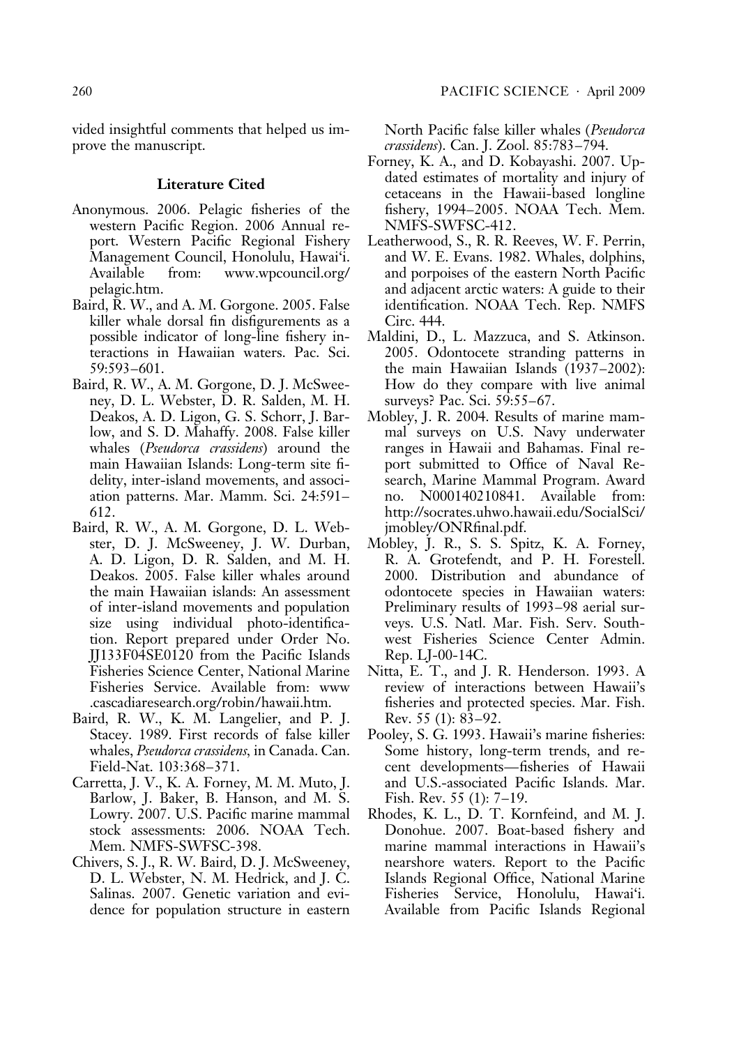vided insightful comments that helped us improve the manuscript.

## Literature Cited

Anonymous. 2006. Pelagic fisheries of the western Pacific Region. 2006 Annual report. Western Pacific Regional Fishery Management Council, Honolulu, Hawai'i. Available from: www.wpcouncil.org/pelagic.htm.

Baird, R. W., and A. M. Gorgone. 2005. False killer whale dorsal fin disfigurements as a possible indicator of long-line fishery interactions in Hawaiian waters. Pac. Sci. 59:593–601.

Baird, R. W., A. M. Gorgone, D. J. McSweeney, D. L. Webster, D. R. Salden, M. H. Deakos, A. D. Ligon, G. S. Schorr, J. Barlow, and S. D. Mahaffy. 2008. False killer whales (*Pseudorca crassidens*) around the main Hawaiian Islands: Long-term site fidelity, inter-island movements, and association patterns. Mar. Mamm. Sci. 24:591–612.

Baird, R. W., A. M. Gorgone, D. L. Webster, D. J. McSweeney, J. W. Durban, A. D. Ligon, D. R. Salden, and M. H. Deakos. 2005. False killer whales around the main Hawaiian islands: An assessment of inter-island movements and population size using individual photo-identification. Report prepared under Order No. JJ133F04SE0120 from the Pacific Islands Fisheries Science Center, National Marine Fisheries Service. Available from: www.cascadiaresearch.org/robin/hawaii.htm.

Baird, R. W., K. M. Langelier, and P. J. Stacey. 1989. First records of false killer whales, *Pseudorca crassidens*, in Canada. Can. Field-Nat. 103:368–371.

Carretta, J. V., K. A. Forney, M. M. Muto, J. Barlow, J. Baker, B. Hanson, and M. S. Lowry. 2007. U.S. Pacific marine mammal stock assessments: 2006. NOAA Tech. Mem. NMFS-SWFSC-398.

Chivers, S. J., R. W. Baird, D. J. McSweeney, D. L. Webster, N. M. Hedrick, and J. C. Salinas. 2007. Genetic variation and evidence for population structure in eastern North Pacific false killer whales (*Pseudorca crassidens*). Can. J. Zool. 85:783–794.

Forney, K. A., and D. Kobayashi. 2007. Updated estimates of mortality and injury of cetaceans in the Hawaii-based longline fishery, 1994–2005. NOAA Tech. Mem. NMFS-SWFSC-412.

Leatherwood, S., R. R. Reeves, W. F. Perrin, and W. E. Evans. 1982. Whales, dolphins, and porpoises of the eastern North Pacific and adjacent arctic waters: A guide to their identification. NOAA Tech. Rep. NMFS Circ. 444.

Maldini, D., L. Mazzuca, and S. Atkinson. 2005. Odontocete stranding patterns in the main Hawaiian Islands (1937–2002): How do they compare with live animal surveys? Pac. Sci. 59:55–67.

Mobley, J. R. 2004. Results of marine mammal surveys on U.S. Navy underwater ranges in Hawaii and Bahamas. Final report submitted to Office of Naval Research, Marine Mammal Program. Award no. N000140210841. Available from: http://socrates.uhwo.hawaii.edu/SocialSci/jmobley/ONRfinal.pdf.

Mobley, J. R., S. S. Spitz, K. A. Forney, R. A. Grotefendt, and P. H. Forestell. 2000. Distribution and abundance of odontocete species in Hawaiian waters: Preliminary results of 1993–98 aerial surveys. U.S. Natl. Mar. Fish. Serv. Southwest Fisheries Science Center Admin. Rep. LJ-00-14C.

Nitta, E. T., and J. R. Henderson. 1993. A review of interactions between Hawaii's fisheries and protected species. Mar. Fish. Rev. 55 (1): 83–92.

Pooley, S. G. 1993. Hawaii's marine fisheries: Some history, long-term trends, and recent developments—fisheries of Hawaii and U.S.-associated Pacific Islands. Mar. Fish. Rev. 55 (1): 7–19.

Rhodes, K. L., D. T. Kornfeind, and M. J. Donohue. 2007. Boat-based fishery and marine mammal interactions in Hawaii's nearshore waters. Report to the Pacific Islands Regional Office, National Marine Fisheries Service, Honolulu, Hawai'i. Available from Pacific Islands Regional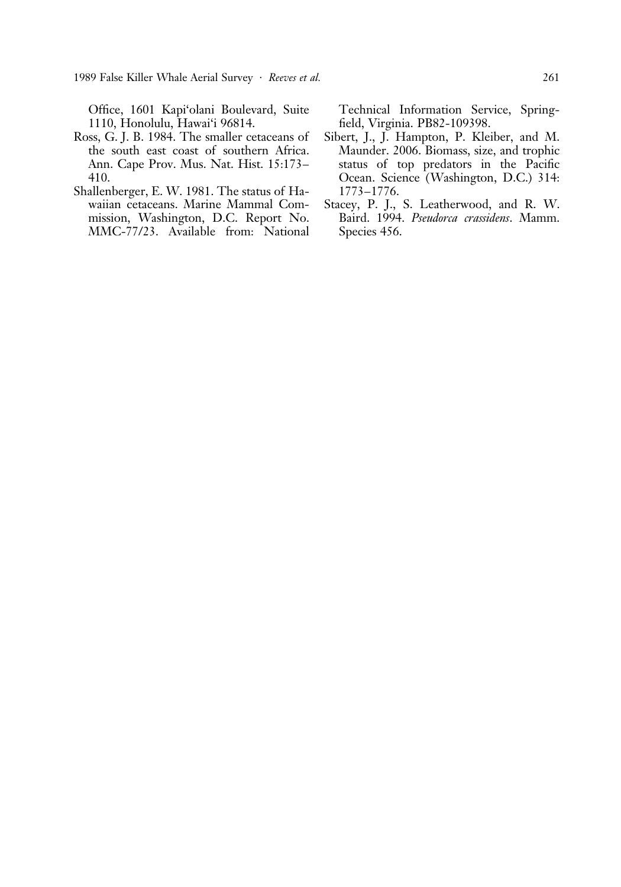Office, 1601 Kapi'olani Boulevard, Suite 1110, Honolulu, Hawai'i 96814.

Ross, G. J. B. 1984. The smaller cetaceans of the south east coast of southern Africa. Ann. Cape Prov. Mus. Nat. Hist. 15:173–410.

Shallenberger, E. W. 1981. The status of Hawaiian cetaceans. Marine Mammal Commission, Washington, D.C. Report No. MMC-77/23. Available from: National Technical Information Service, Springfield, Virginia. PB82-109398.

Sibert, J., J. Hampton, P. Kleiber, and M. Maunder. 2006. Biomass, size, and trophic status of top predators in the Pacific Ocean. Science (Washington, D.C.) 314: 1773–1776.

Stacey, P. J., S. Leatherwood, and R. W. Baird. 1994. *Pseudorca crassidens*. Mamm. Species 456.